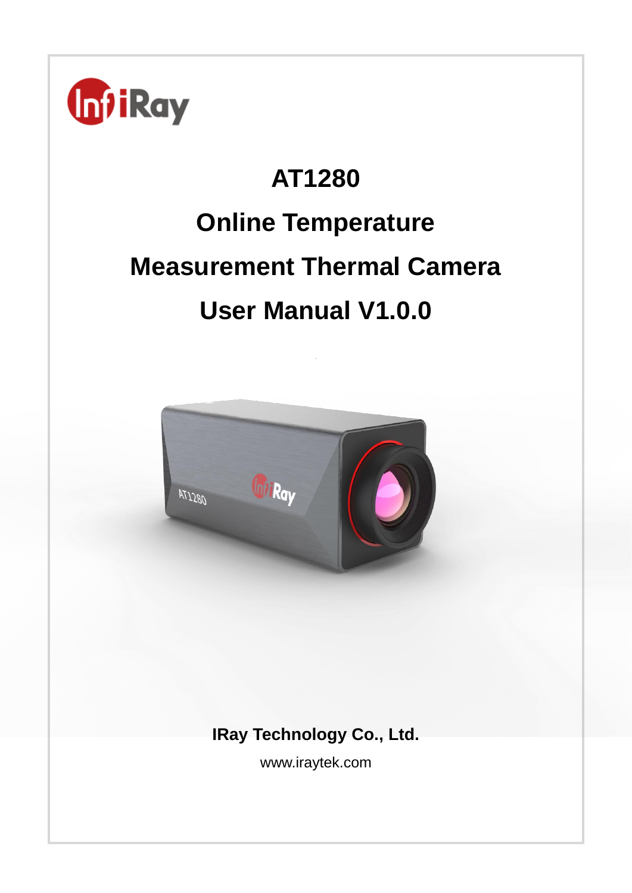# AT1280

# Online Temperature

# Measurement Thermal Camera

# User Manual V1.0.0

**IRay Technology Co., Ltd.**

www.iraytek.com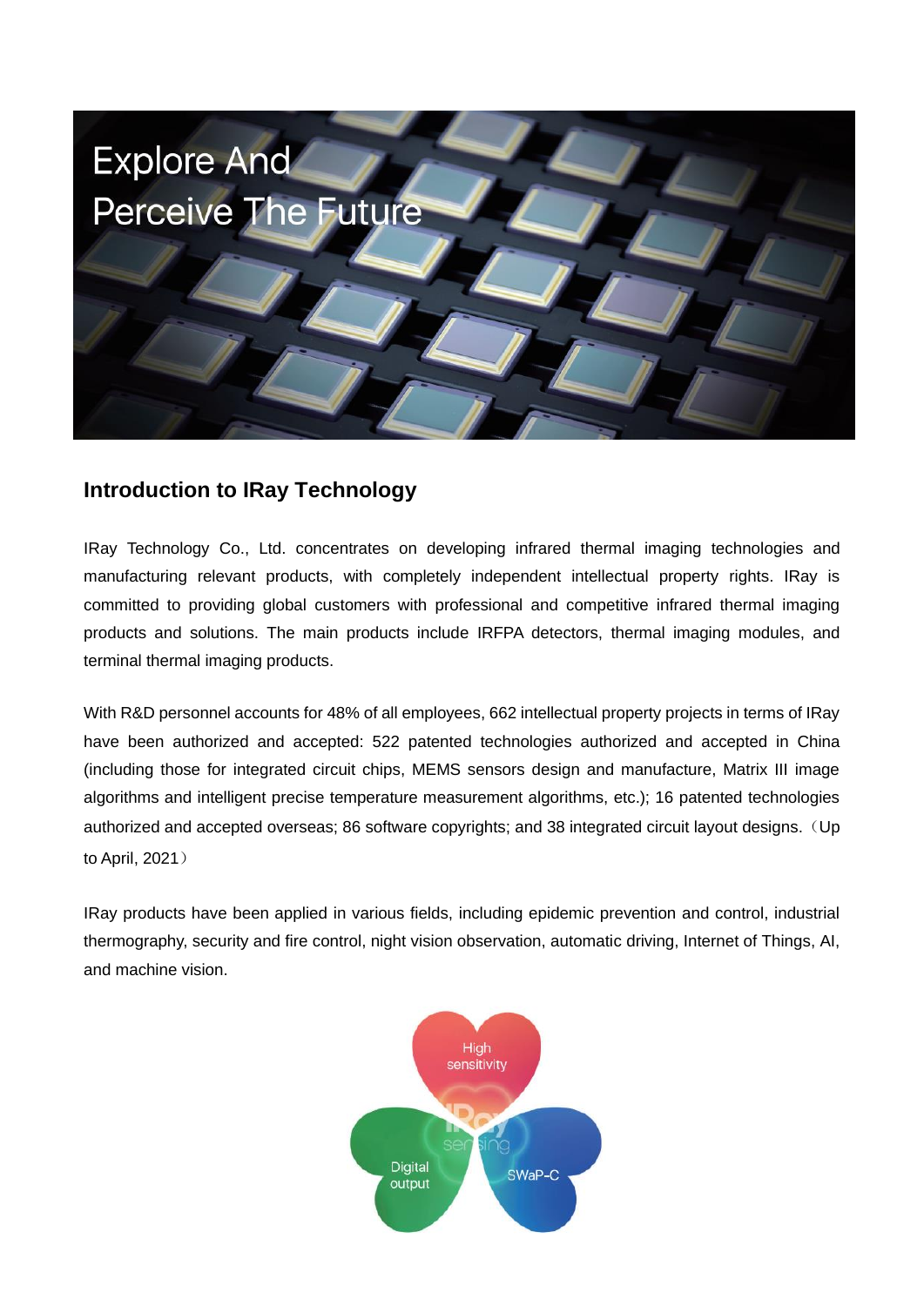Explore And Perceive The Future

## Introduction to IRay Technology

IRay Technology Co., Ltd. concentrates on developing infrared thermal imaging technologies and manufacturing relevant products, with completely independent intellectual property rights. IRay is committed to providing global customers with professional and competitive infrared thermal imaging products and solutions. The main products include IRFPA detectors, thermal imaging modules, and terminal thermal imaging products.

With R&D personnel accounts for 48% of all employees, 662 intellectual property projects in terms of IRay have been authorized and accepted: 522 patented technologies authorized and accepted in China (including those for integrated circuit chips, MEMS sensors design and manufacture, Matrix III image algorithms and intelligent precise temperature measurement algorithms, etc.); 16 patented technologies authorized and accepted overseas; 86 software copyrights; and 38 integrated circuit layout designs.（Up to April, 2021）

IRay products have been applied in various fields, including epidemic prevention and control, industrial thermography, security and fire control, night vision observation, automatic driving, Internet of Things, AI, and machine vision.

High sensitivity

Digital output

SWaP-C

IRay sensing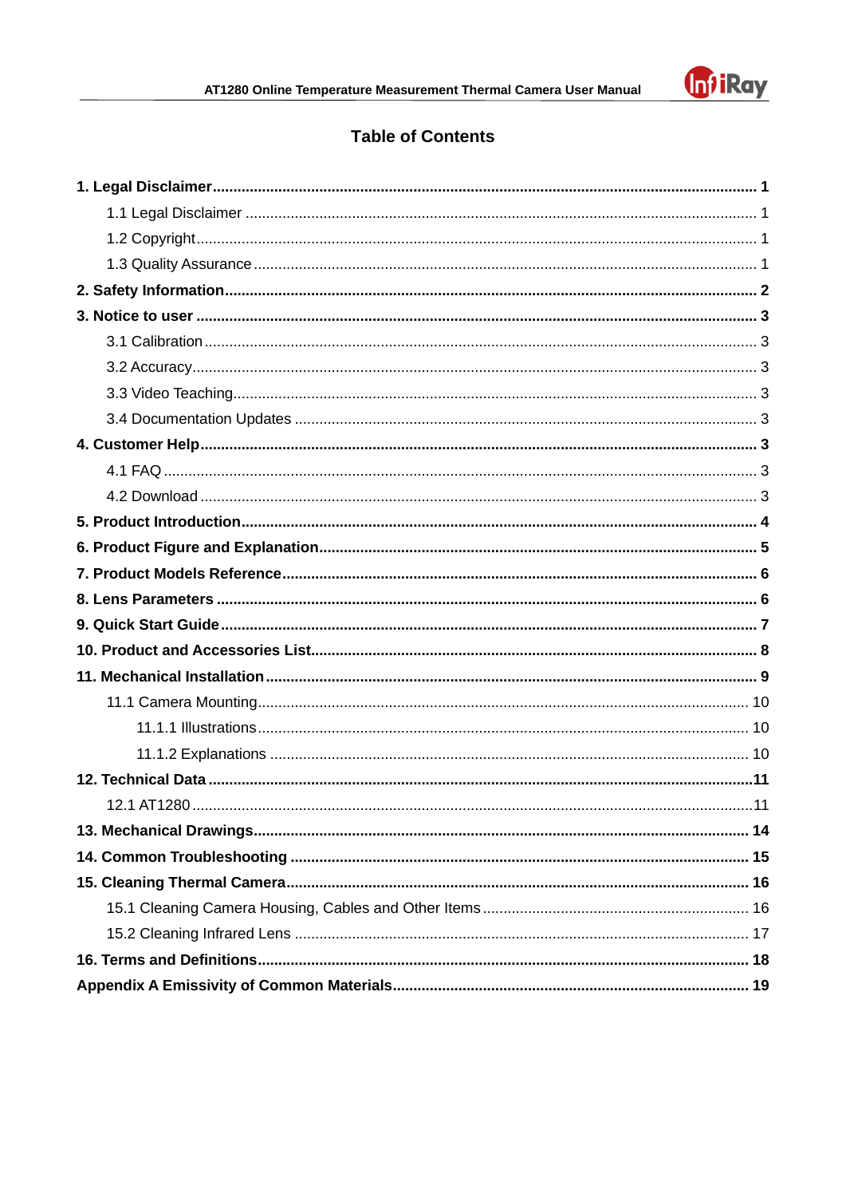# Table of Contents

**1. Legal Disclaimer** .......... **1**

- 1.1 Legal Disclaimer .......... 1
- 1.2 Copyright .......... 1
- 1.3 Quality Assurance .......... 1

**2. Safety Information** .......... **2**

**3. Notice to user** .......... **3**

- 3.1 Calibration .......... 3
- 3.2 Accuracy .......... 3
- 3.3 Video Teaching .......... 3
- 3.4 Documentation Updates .......... 3

**4. Customer Help** .......... **3**

- 4.1 FAQ .......... 3
- 4.2 Download .......... 3

**5. Product Introduction** .......... **4**

**6. Product Figure and Explanation** .......... **5**

**7. Product Models Reference** .......... **6**

**8. Lens Parameters** .......... **6**

**9. Quick Start Guide** .......... **7**

**10. Product and Accessories List** .......... **8**

**11. Mechanical Installation** .......... **9**

- 11.1 Camera Mounting .......... 10
  - 11.1.1 Illustrations .......... 10
  - 11.1.2 Explanations .......... 10

**12. Technical Data** .......... **11**

- 12.1 AT1280 .......... 11

**13. Mechanical Drawings** .......... **14**

**14. Common Troubleshooting** .......... **15**

**15. Cleaning Thermal Camera** .......... **16**

- 15.1 Cleaning Camera Housing, Cables and Other Items .......... 16
- 15.2 Cleaning Infrared Lens .......... 17

**16. Terms and Definitions** .......... **18**

**Appendix A Emissivity of Common Materials** .......... **19**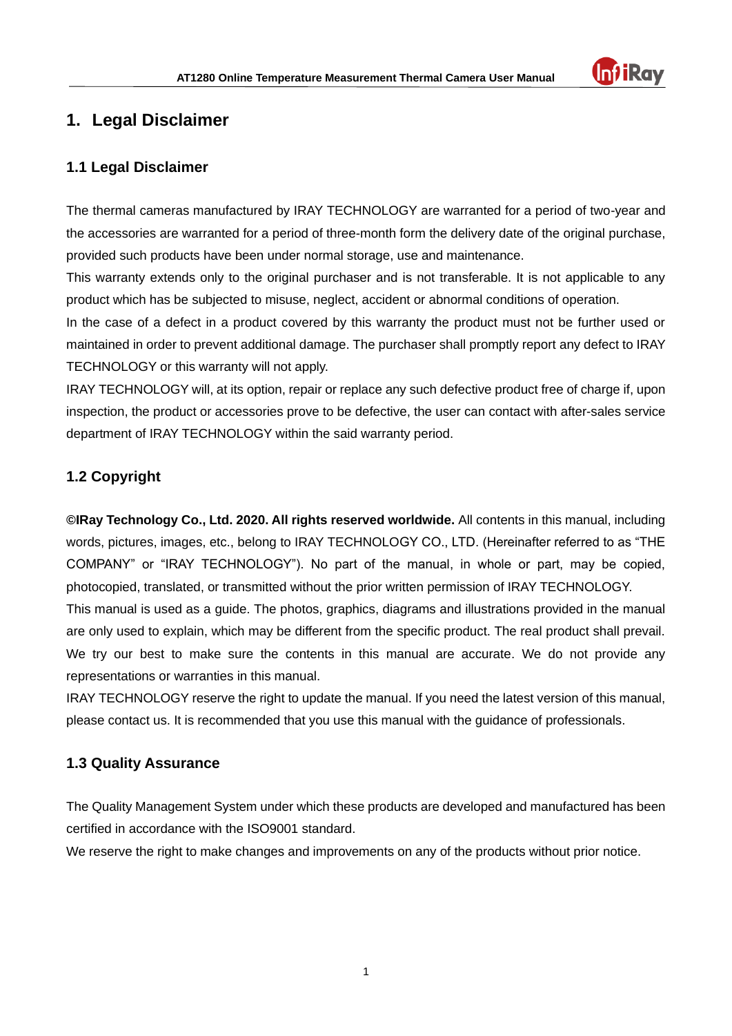# 1. Legal Disclaimer

## 1.1 Legal Disclaimer

The thermal cameras manufactured by IRAY TECHNOLOGY are warranted for a period of two-year and the accessories are warranted for a period of three-month form the delivery date of the original purchase, provided such products have been under normal storage, use and maintenance.

This warranty extends only to the original purchaser and is not transferable. It is not applicable to any product which has be subjected to misuse, neglect, accident or abnormal conditions of operation.

In the case of a defect in a product covered by this warranty the product must not be further used or maintained in order to prevent additional damage. The purchaser shall promptly report any defect to IRAY TECHNOLOGY or this warranty will not apply.

IRAY TECHNOLOGY will, at its option, repair or replace any such defective product free of charge if, upon inspection, the product or accessories prove to be defective, the user can contact with after-sales service department of IRAY TECHNOLOGY within the said warranty period.

## 1.2 Copyright

**©IRay Technology Co., Ltd. 2020. All rights reserved worldwide.** All contents in this manual, including words, pictures, images, etc., belong to IRAY TECHNOLOGY CO., LTD. (Hereinafter referred to as "THE COMPANY" or "IRAY TECHNOLOGY"). No part of the manual, in whole or part, may be copied, photocopied, translated, or transmitted without the prior written permission of IRAY TECHNOLOGY.

This manual is used as a guide. The photos, graphics, diagrams and illustrations provided in the manual are only used to explain, which may be different from the specific product. The real product shall prevail. We try our best to make sure the contents in this manual are accurate. We do not provide any representations or warranties in this manual.

IRAY TECHNOLOGY reserve the right to update the manual. If you need the latest version of this manual, please contact us. It is recommended that you use this manual with the guidance of professionals.

## 1.3 Quality Assurance

The Quality Management System under which these products are developed and manufactured has been certified in accordance with the ISO9001 standard.

We reserve the right to make changes and improvements on any of the products without prior notice.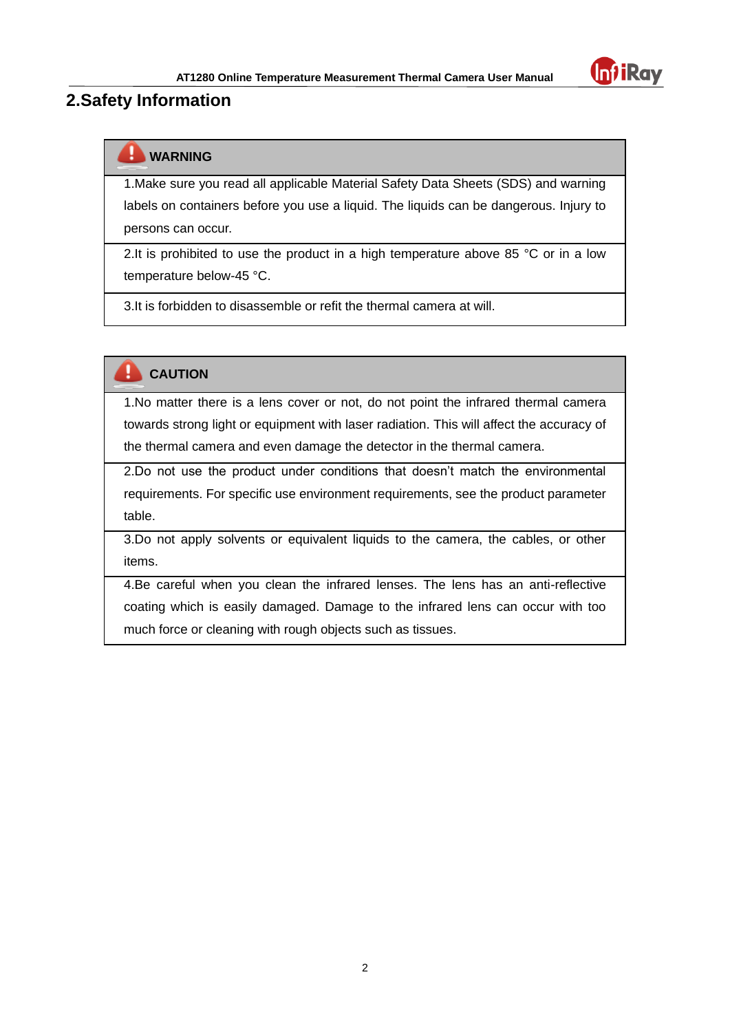## 2.Safety Information

| **WARNING** |
|---|
| 1.Make sure you read all applicable Material Safety Data Sheets (SDS) and warning labels on containers before you use a liquid. The liquids can be dangerous. Injury to persons can occur. |
| 2.It is prohibited to use the product in a high temperature above 85 °C or in a low temperature below-45 °C. |
| 3.It is forbidden to disassemble or refit the thermal camera at will. |

| **CAUTION** |
|---|
| 1.No matter there is a lens cover or not, do not point the infrared thermal camera towards strong light or equipment with laser radiation. This will affect the accuracy of the thermal camera and even damage the detector in the thermal camera. |
| 2.Do not use the product under conditions that doesn't match the environmental requirements. For specific use environment requirements, see the product parameter table. |
| 3.Do not apply solvents or equivalent liquids to the camera, the cables, or other items. |
| 4.Be careful when you clean the infrared lenses. The lens has an anti-reflective coating which is easily damaged. Damage to the infrared lens can occur with too much force or cleaning with rough objects such as tissues. |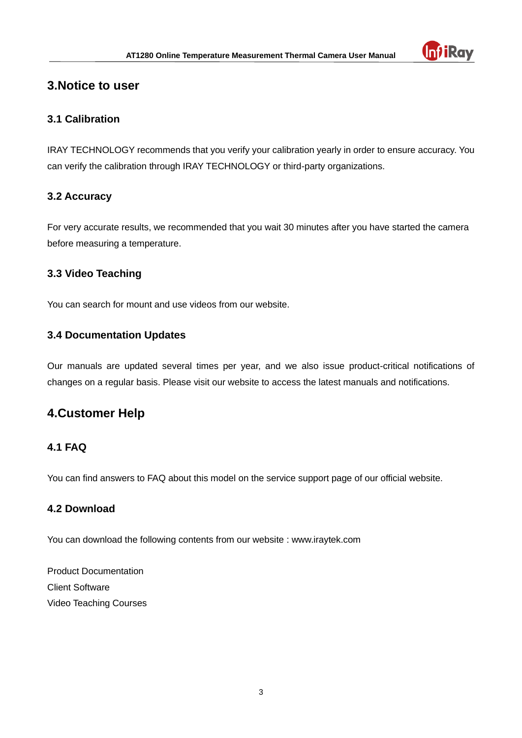# 3.Notice to user

## 3.1 Calibration

IRAY TECHNOLOGY recommends that you verify your calibration yearly in order to ensure accuracy. You can verify the calibration through IRAY TECHNOLOGY or third-party organizations.

## 3.2 Accuracy

For very accurate results, we recommended that you wait 30 minutes after you have started the camera before measuring a temperature.

## 3.3 Video Teaching

You can search for mount and use videos from our website.

## 3.4 Documentation Updates

Our manuals are updated several times per year, and we also issue product-critical notifications of changes on a regular basis. Please visit our website to access the latest manuals and notifications.

# 4.Customer Help

## 4.1 FAQ

You can find answers to FAQ about this model on the service support page of our official website.

## 4.2 Download

You can download the following contents from our website : www.iraytek.com

Product Documentation
Client Software
Video Teaching Courses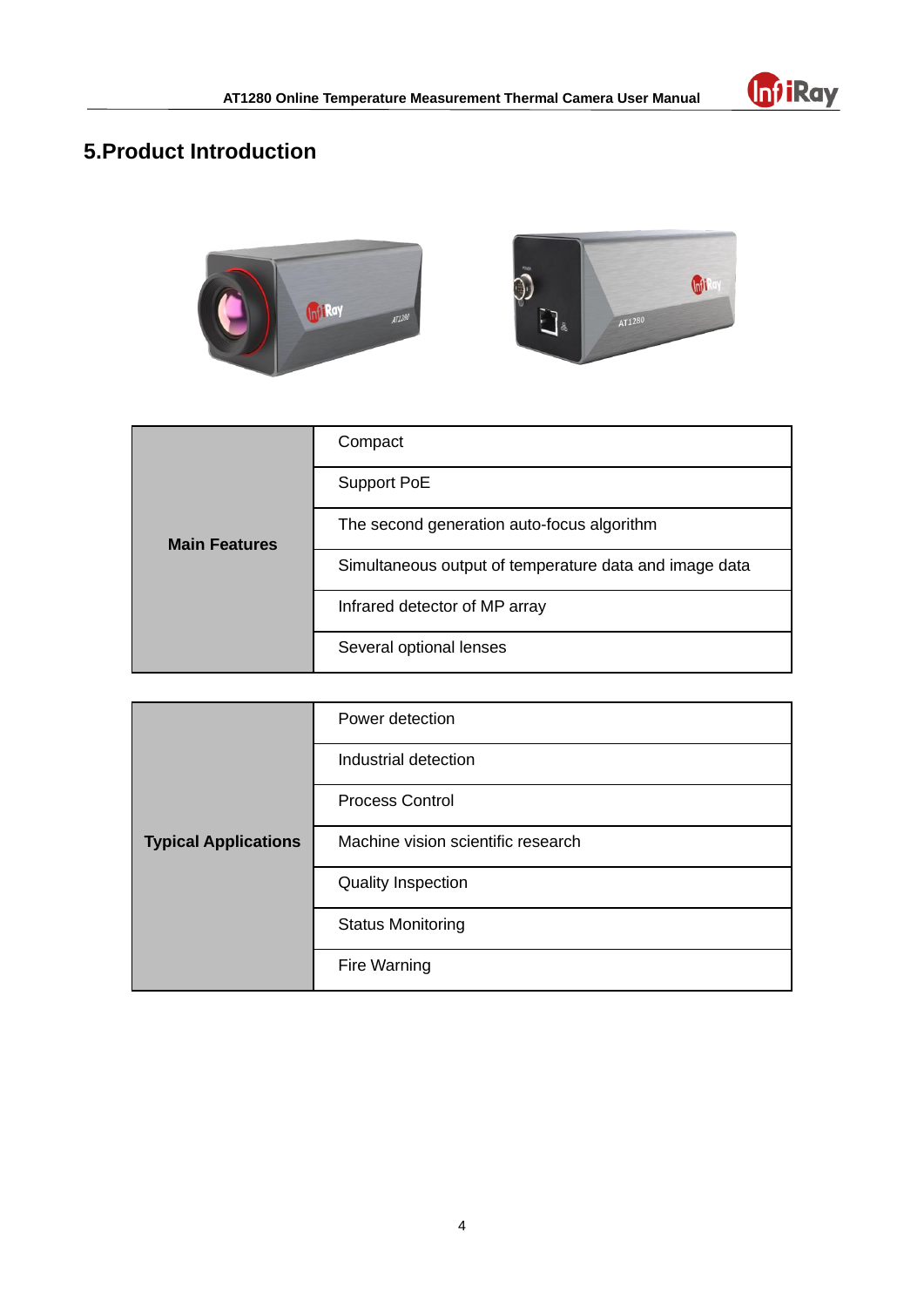# 5.Product Introduction

| Main Features | Compact |
|---|---|
| | Support PoE |
| | The second generation auto-focus algorithm |
| | Simultaneous output of temperature data and image data |
| | Infrared detector of MP array |
| | Several optional lenses |

| Typical Applications | Power detection |
|---|---|
| | Industrial detection |
| | Process Control |
| | Machine vision scientific research |
| | Quality Inspection |
| | Status Monitoring |
| | Fire Warning |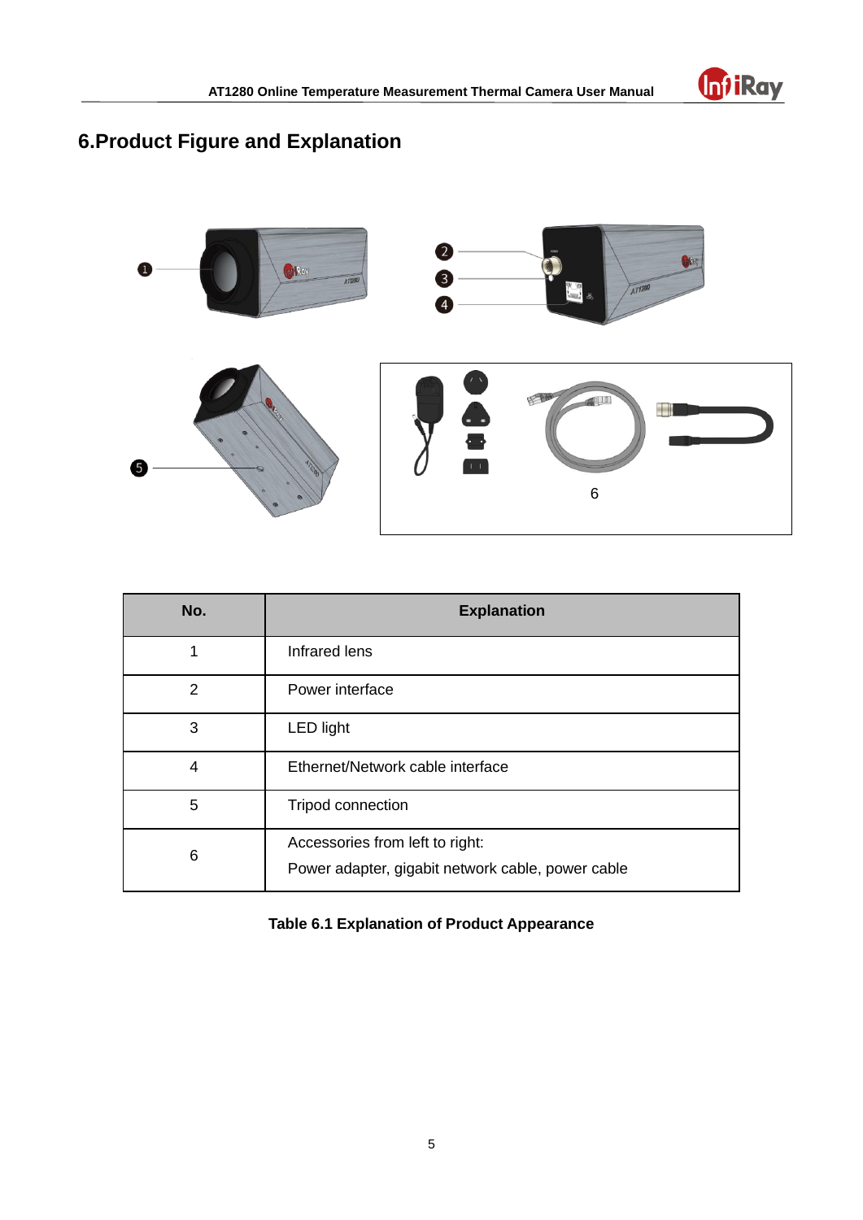# 6.Product Figure and Explanation

| No. | Explanation |
|---|---|
| 1 | Infrared lens |
| 2 | Power interface |
| 3 | LED light |
| 4 | Ethernet/Network cable interface |
| 5 | Tripod connection |
| 6 | Accessories from left to right:<br>Power adapter, gigabit network cable, power cable |

**Table 6.1 Explanation of Product Appearance**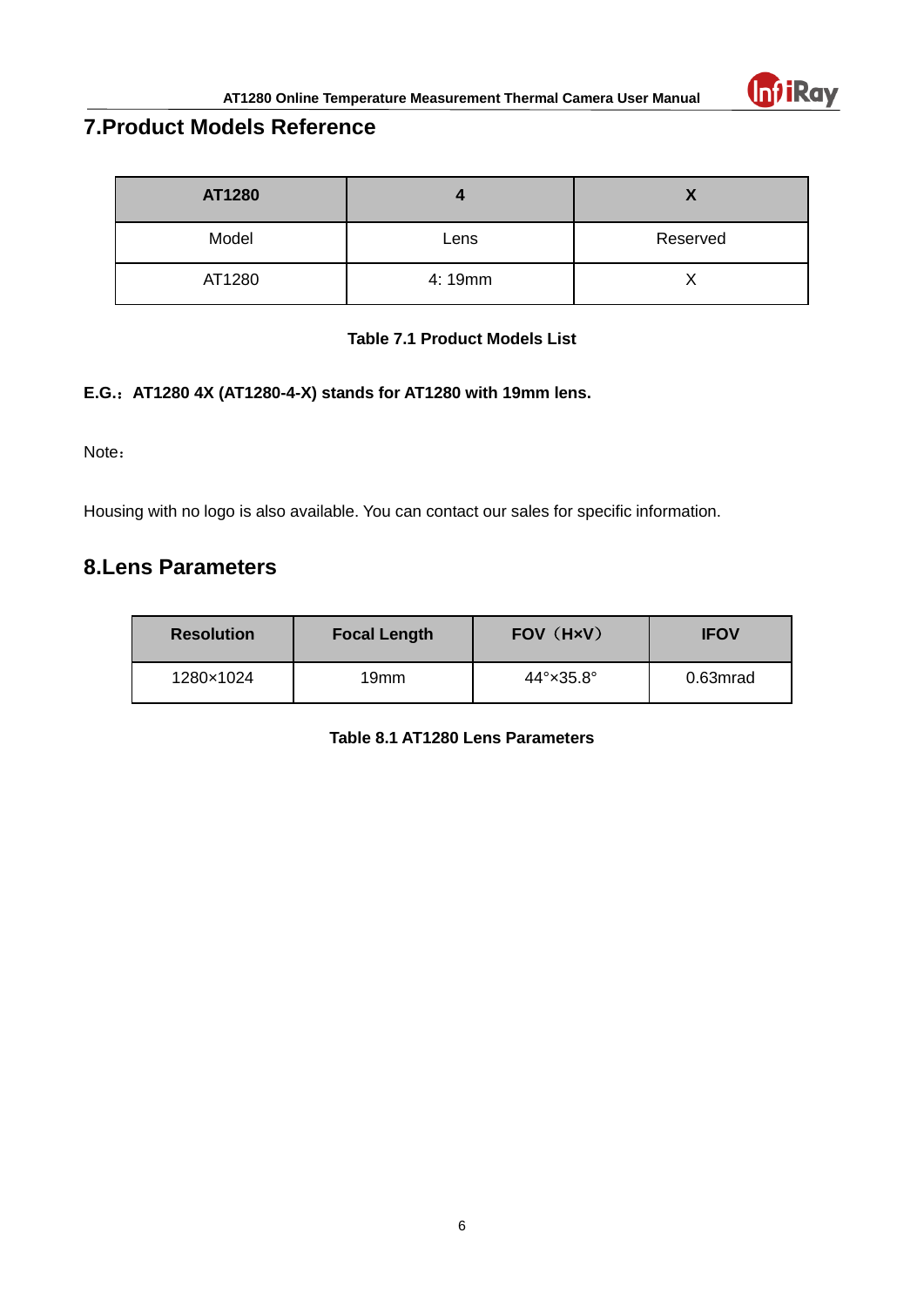# 7.Product Models Reference

| AT1280 | 4 | X |
|---|---|---|
| Model | Lens | Reserved |
| AT1280 | 4: 19mm | X |

**Table 7.1 Product Models List**

**E.G.：AT1280 4X (AT1280-4-X) stands for AT1280 with 19mm lens.**

Note：

Housing with no logo is also available. You can contact our sales for specific information.

# 8.Lens Parameters

| Resolution | Focal Length | FOV（H×V） | IFOV |
|---|---|---|---|
| 1280×1024 | 19mm | 44°×35.8° | 0.63mrad |

**Table 8.1 AT1280 Lens Parameters**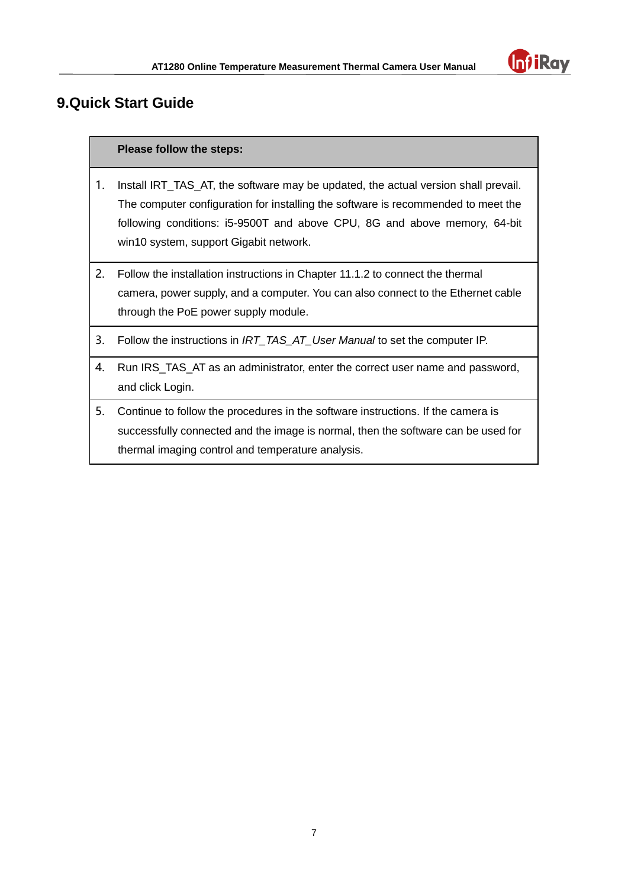# 9.Quick Start Guide

| | Please follow the steps: |
|---|---|
| 1. | Install IRT_TAS_AT, the software may be updated, the actual version shall prevail. The computer configuration for installing the software is recommended to meet the following conditions: i5-9500T and above CPU, 8G and above memory, 64-bit win10 system, support Gigabit network. |
| 2. | Follow the installation instructions in Chapter 11.1.2 to connect the thermal camera, power supply, and a computer. You can also connect to the Ethernet cable through the PoE power supply module. |
| 3. | Follow the instructions in *IRT_TAS_AT_User Manual* to set the computer IP. |
| 4. | Run IRS_TAS_AT as an administrator, enter the correct user name and password, and click Login. |
| 5. | Continue to follow the procedures in the software instructions. If the camera is successfully connected and the image is normal, then the software can be used for thermal imaging control and temperature analysis. |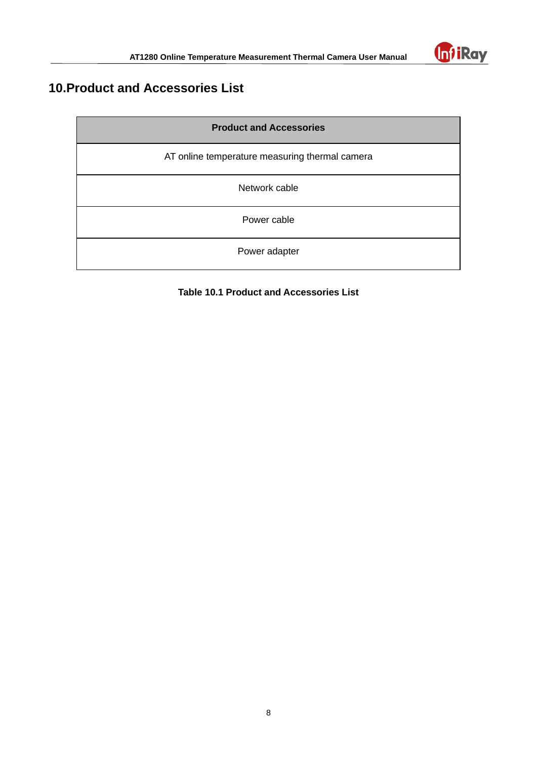# 10.Product and Accessories List

| Product and Accessories |
| --- |
| AT online temperature measuring thermal camera |
| Network cable |
| Power cable |
| Power adapter |

**Table 10.1 Product and Accessories List**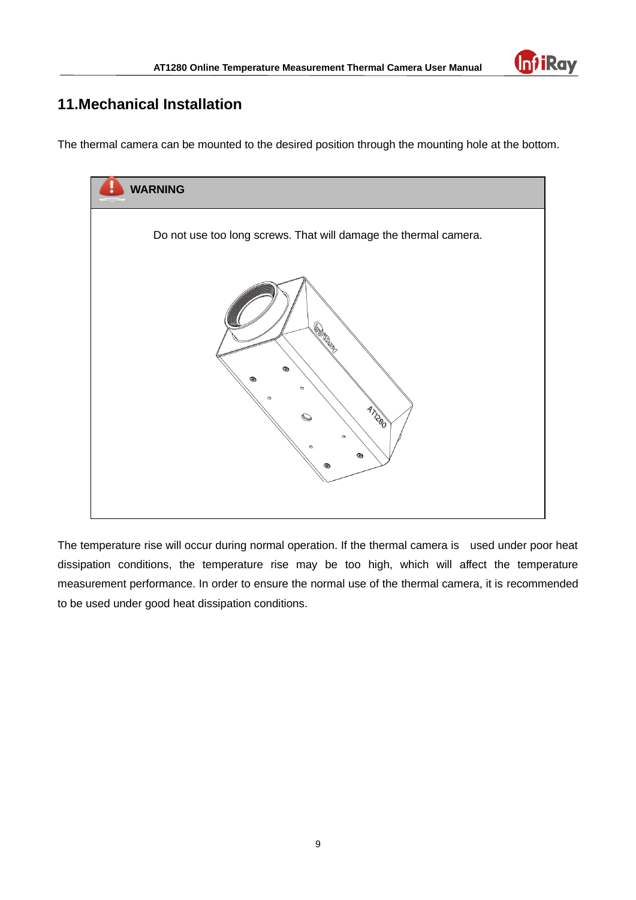## 11.Mechanical Installation

The thermal camera can be mounted to the desired position through the mounting hole at the bottom.

> **WARNING**
>
> Do not use too long screws. That will damage the thermal camera.

The temperature rise will occur during normal operation. If the thermal camera is used under poor heat dissipation conditions, the temperature rise may be too high, which will affect the temperature measurement performance. In order to ensure the normal use of the thermal camera, it is recommended to be used under good heat dissipation conditions.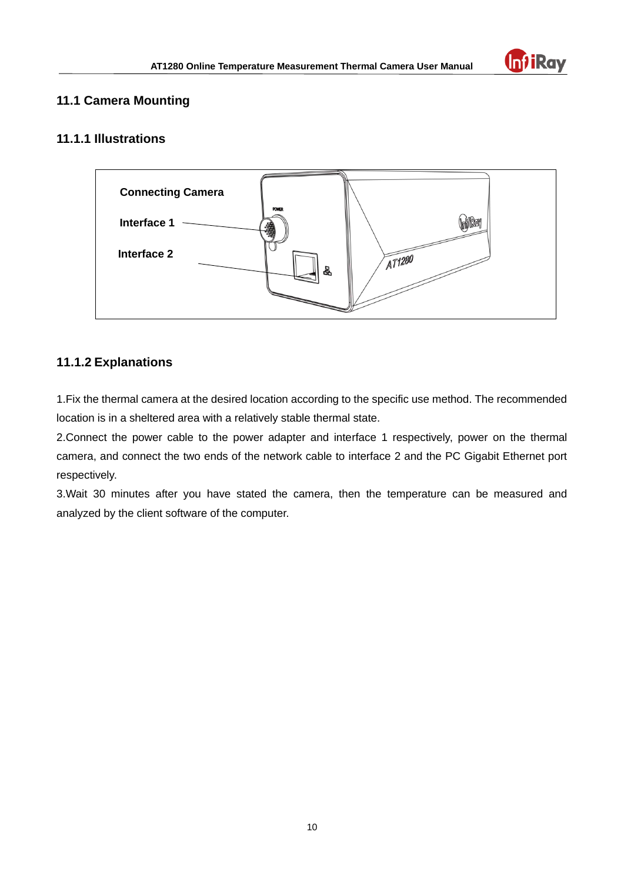## 11.1 Camera Mounting

### 11.1.1 Illustrations

Connecting Camera

Interface 1

Interface 2

### 11.1.2 Explanations

1.Fix the thermal camera at the desired location according to the specific use method. The recommended location is in a sheltered area with a relatively stable thermal state.

2.Connect the power cable to the power adapter and interface 1 respectively, power on the thermal camera, and connect the two ends of the network cable to interface 2 and the PC Gigabit Ethernet port respectively.

3.Wait 30 minutes after you have stated the camera, then the temperature can be measured and analyzed by the client software of the computer.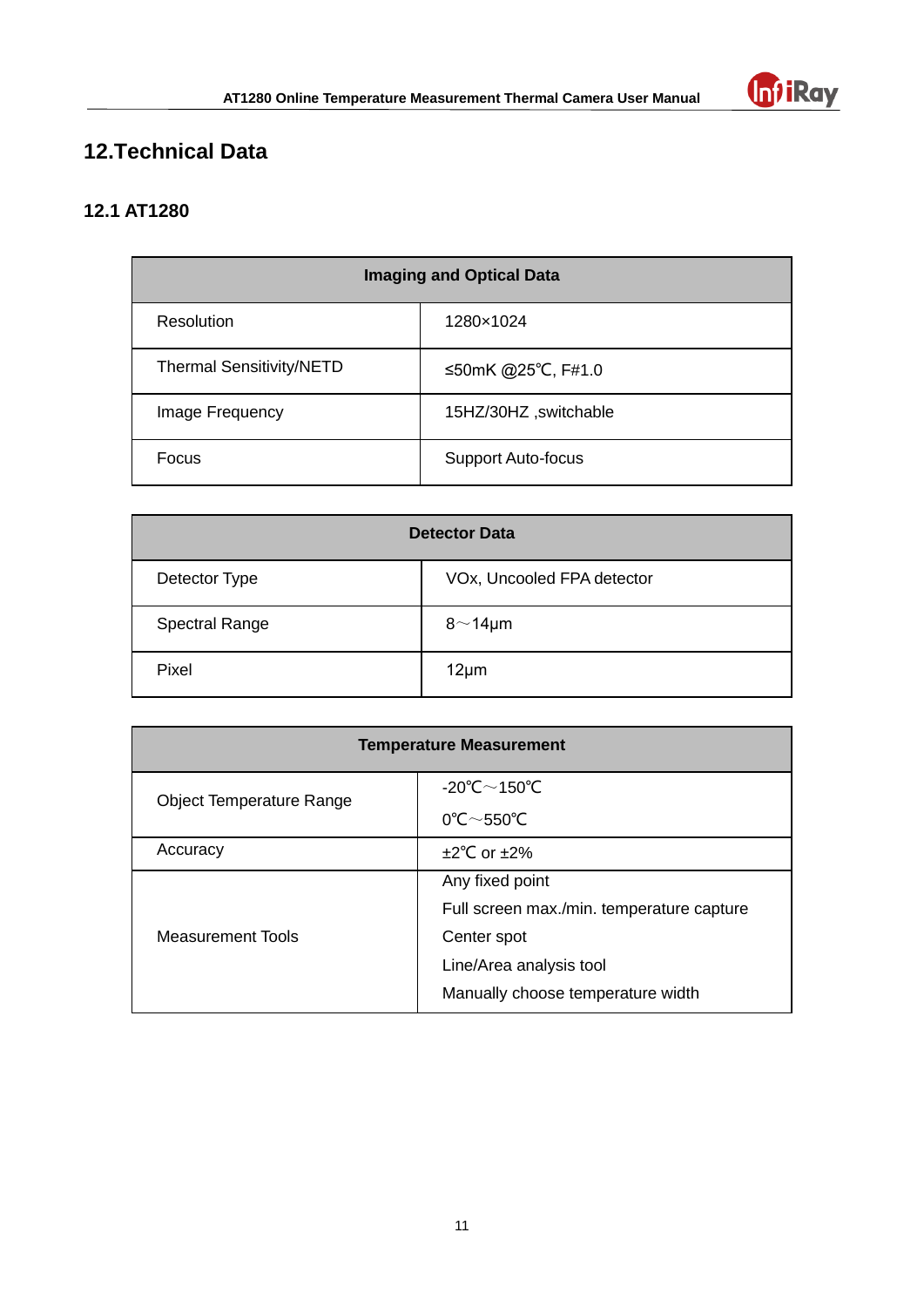# 12.Technical Data

## 12.1 AT1280

| Imaging and Optical Data | |
|---|---|
| Resolution | 1280×1024 |
| Thermal Sensitivity/NETD | ≤50mK @25℃, F#1.0 |
| Image Frequency | 15HZ/30HZ ,switchable |
| Focus | Support Auto-focus |

| Detector Data | |
|---|---|
| Detector Type | VOx, Uncooled FPA detector |
| Spectral Range | 8～14μm |
| Pixel | 12μm |

| Temperature Measurement | |
|---|---|
| Object Temperature Range | -20℃～150℃<br>0℃～550℃ |
| Accuracy | ±2℃ or ±2% |
| Measurement Tools | Any fixed point<br>Full screen max./min. temperature capture<br>Center spot<br>Line/Area analysis tool<br>Manually choose temperature width |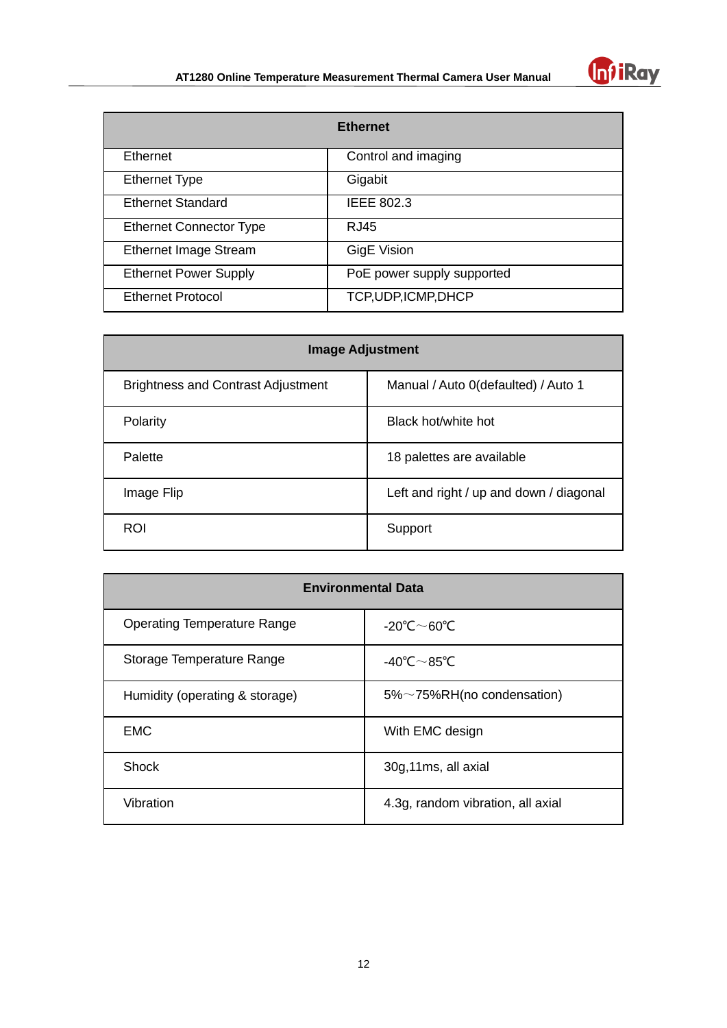| Ethernet | |
|---|---|
| Ethernet | Control and imaging |
| Ethernet Type | Gigabit |
| Ethernet Standard | IEEE 802.3 |
| Ethernet Connector Type | RJ45 |
| Ethernet Image Stream | GigE Vision |
| Ethernet Power Supply | PoE power supply supported |
| Ethernet Protocol | TCP,UDP,ICMP,DHCP |

| Image Adjustment | |
|---|---|
| Brightness and Contrast Adjustment | Manual / Auto 0(defaulted) / Auto 1 |
| Polarity | Black hot/white hot |
| Palette | 18 palettes are available |
| Image Flip | Left and right / up and down / diagonal |
| ROI | Support |

| Environmental Data | |
|---|---|
| Operating Temperature Range | -20℃～60℃ |
| Storage Temperature Range | -40℃～85℃ |
| Humidity (operating & storage) | 5%～75%RH(no condensation) |
| EMC | With EMC design |
| Shock | 30g,11ms, all axial |
| Vibration | 4.3g, random vibration, all axial |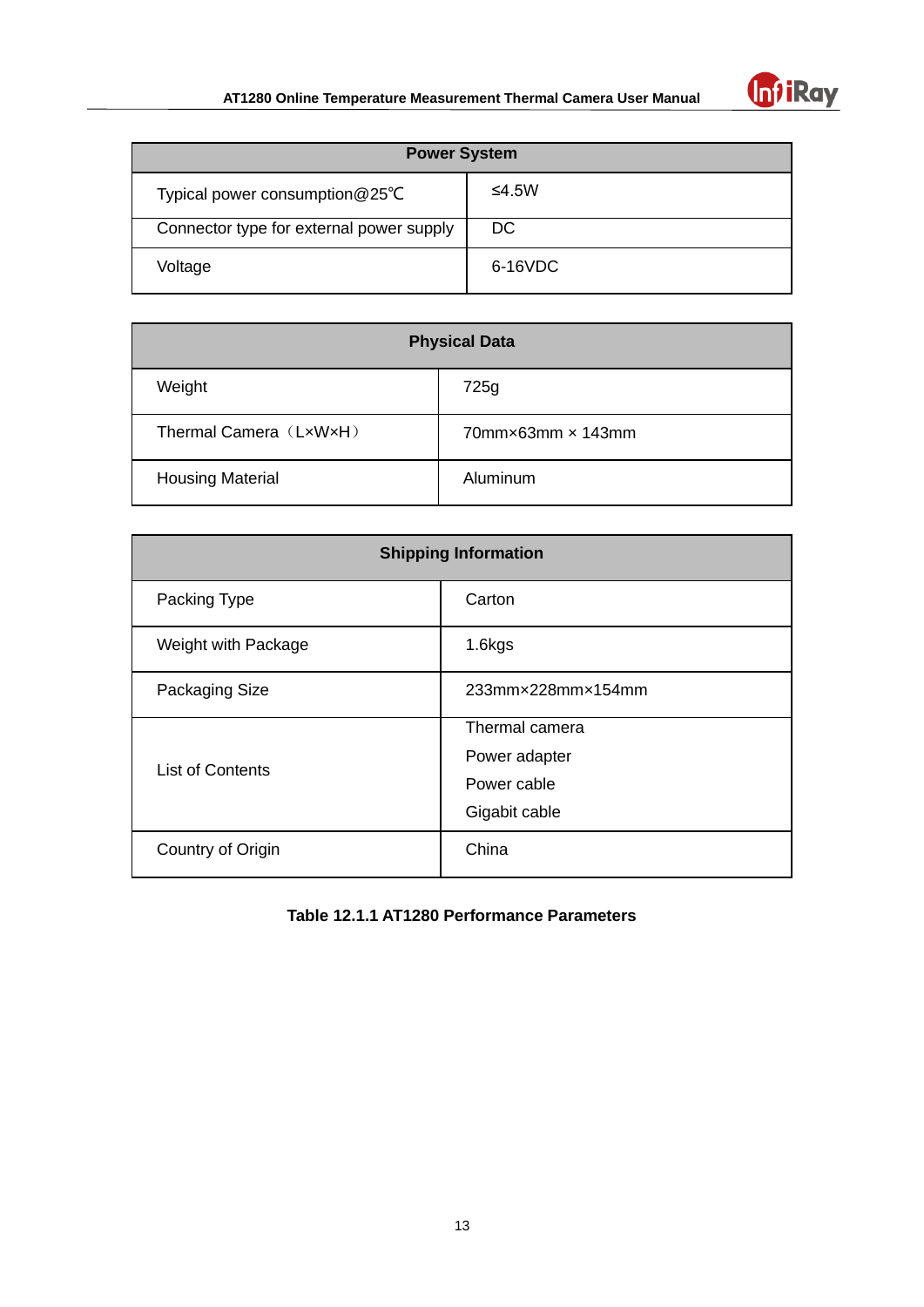| Power System | |
|---|---|
| Typical power consumption@25℃ | ≤4.5W |
| Connector type for external power supply | DC |
| Voltage | 6-16VDC |

| Physical Data | |
|---|---|
| Weight | 725g |
| Thermal Camera（L×W×H） | 70mm×63mm × 143mm |
| Housing Material | Aluminum |

| Shipping Information | |
|---|---|
| Packing Type | Carton |
| Weight with Package | 1.6kgs |
| Packaging Size | 233mm×228mm×154mm |
| List of Contents | Thermal camera<br>Power adapter<br>Power cable<br>Gigabit cable |
| Country of Origin | China |

**Table 12.1.1 AT1280 Performance Parameters**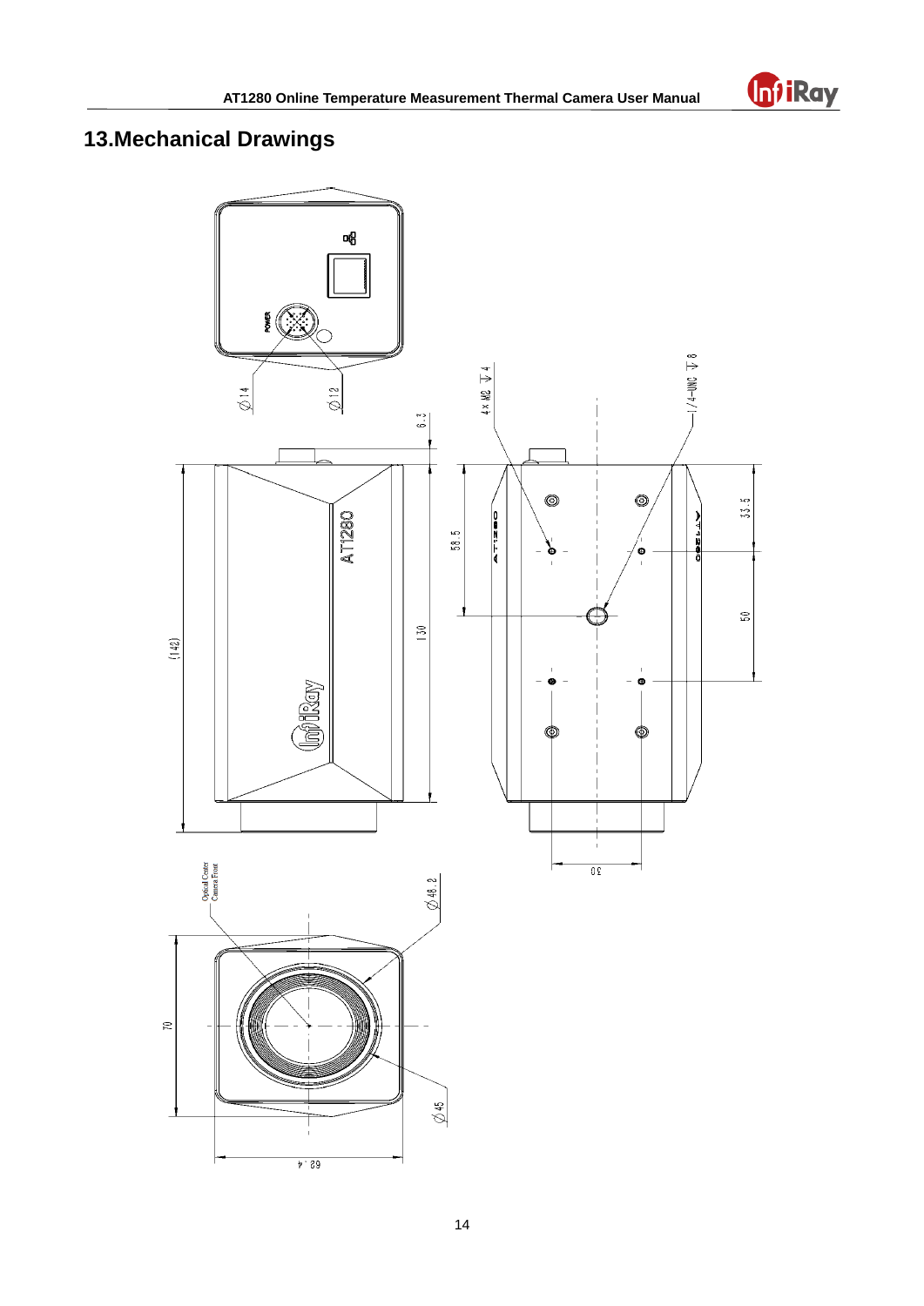# 13.Mechanical Drawings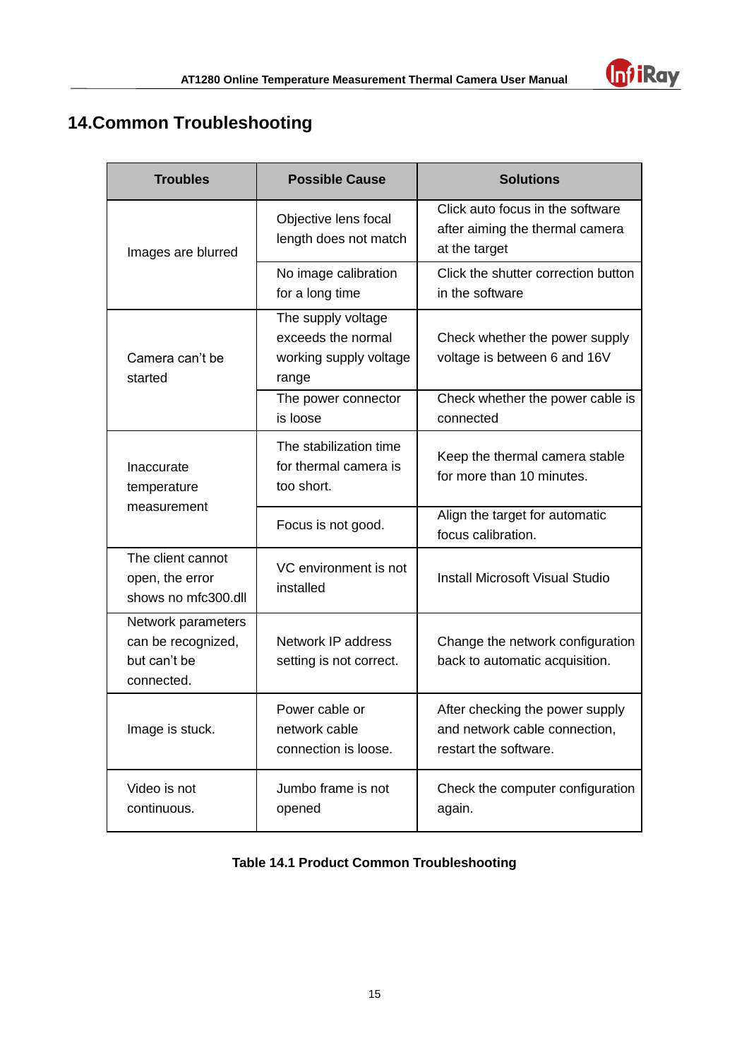# 14.Common Troubleshooting

| Troubles | Possible Cause | Solutions |
|---|---|---|
| Images are blurred | Objective lens focal length does not match | Click auto focus in the software after aiming the thermal camera at the target |
| | No image calibration for a long time | Click the shutter correction button in the software |
| Camera can't be started | The supply voltage exceeds the normal working supply voltage range | Check whether the power supply voltage is between 6 and 16V |
| | The power connector is loose | Check whether the power cable is connected |
| Inaccurate temperature measurement | The stabilization time for thermal camera is too short. | Keep the thermal camera stable for more than 10 minutes. |
| | Focus is not good. | Align the target for automatic focus calibration. |
| The client cannot open, the error shows no mfc300.dll | VC environment is not installed | Install Microsoft Visual Studio |
| Network parameters can be recognized, but can't be connected. | Network IP address setting is not correct. | Change the network configuration back to automatic acquisition. |
| Image is stuck. | Power cable or network cable connection is loose. | After checking the power supply and network cable connection, restart the software. |
| Video is not continuous. | Jumbo frame is not opened | Check the computer configuration again. |

**Table 14.1 Product Common Troubleshooting**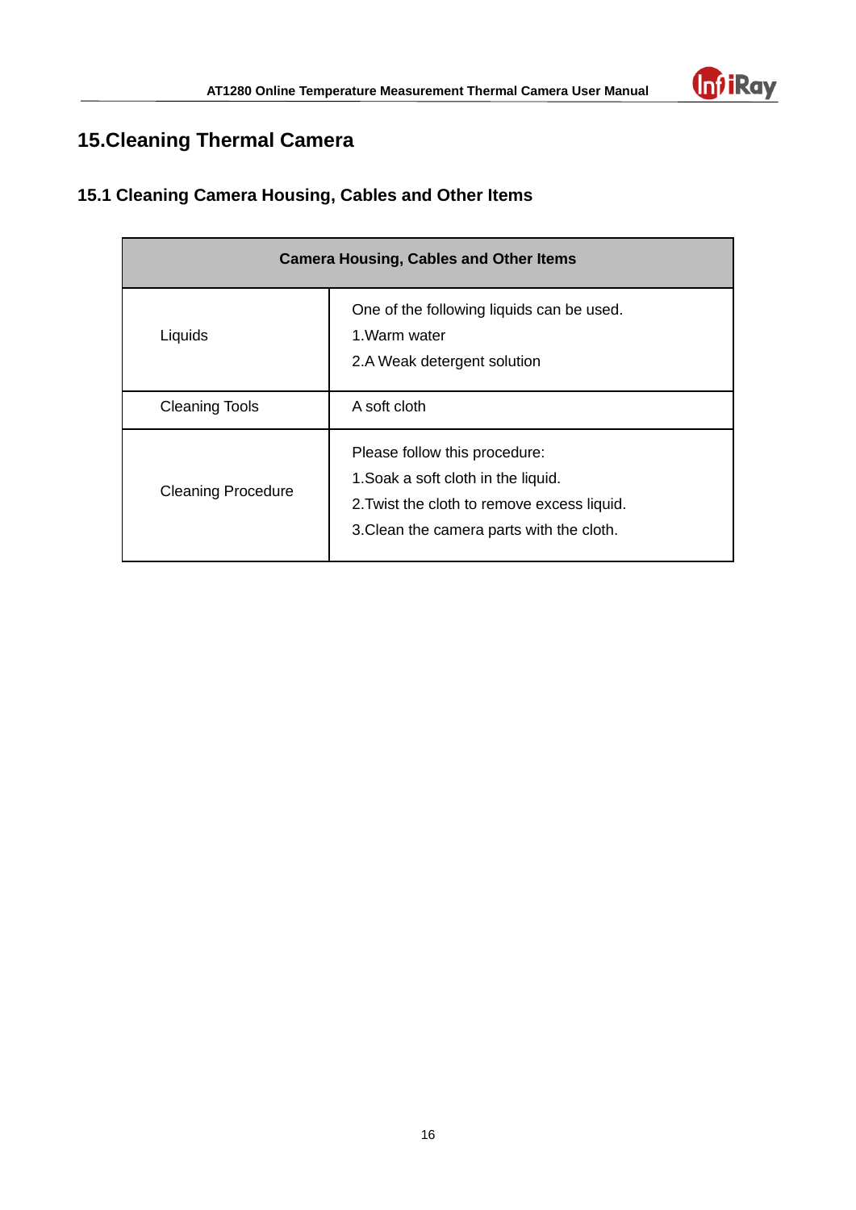# 15.Cleaning Thermal Camera

## 15.1 Cleaning Camera Housing, Cables and Other Items

| Camera Housing, Cables and Other Items | |
|---|---|
| Liquids | One of the following liquids can be used.<br>1.Warm water<br>2.A Weak detergent solution |
| Cleaning Tools | A soft cloth |
| Cleaning Procedure | Please follow this procedure:<br>1.Soak a soft cloth in the liquid.<br>2.Twist the cloth to remove excess liquid.<br>3.Clean the camera parts with the cloth. |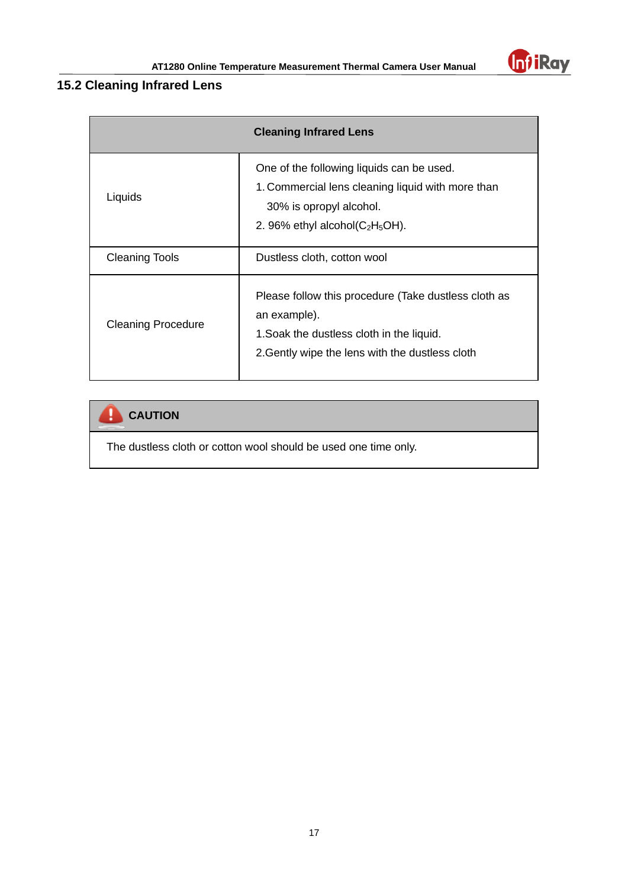## 15.2 Cleaning Infrared Lens

| Cleaning Infrared Lens | |
|---|---|
| Liquids | One of the following liquids can be used.<br>1. Commercial lens cleaning liquid with more than 30% is opropyl alcohol.<br>2. 96% ethyl alcohol($C_2H_5OH$). |
| Cleaning Tools | Dustless cloth, cotton wool |
| Cleaning Procedure | Please follow this procedure (Take dustless cloth as an example).<br>1.Soak the dustless cloth in the liquid.<br>2.Gently wipe the lens with the dustless cloth |

| **CAUTION** |
|---|
| The dustless cloth or cotton wool should be used one time only. |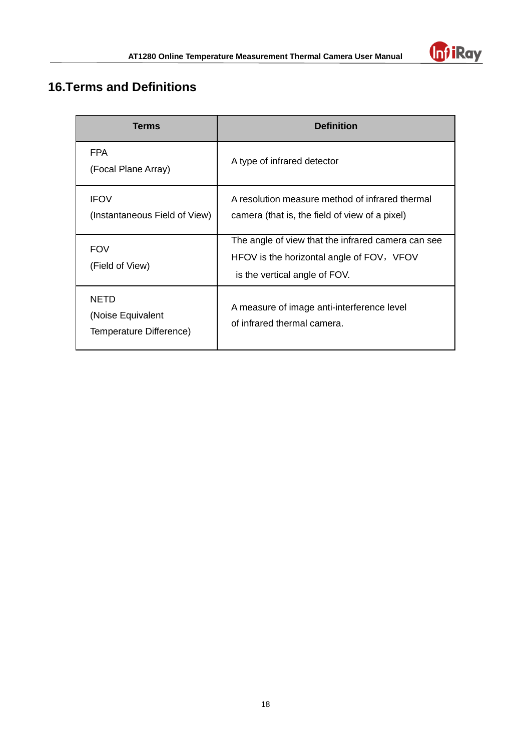# 16.Terms and Definitions

| Terms | Definition |
| --- | --- |
| FPA (Focal Plane Array) | A type of infrared detector |
| IFOV (Instantaneous Field of View) | A resolution measure method of infrared thermal camera (that is, the field of view of a pixel) |
| FOV (Field of View) | The angle of view that the infrared camera can see HFOV is the horizontal angle of FOV，VFOV is the vertical angle of FOV. |
| NETD (Noise Equivalent Temperature Difference) | A measure of image anti-interference level of infrared thermal camera. |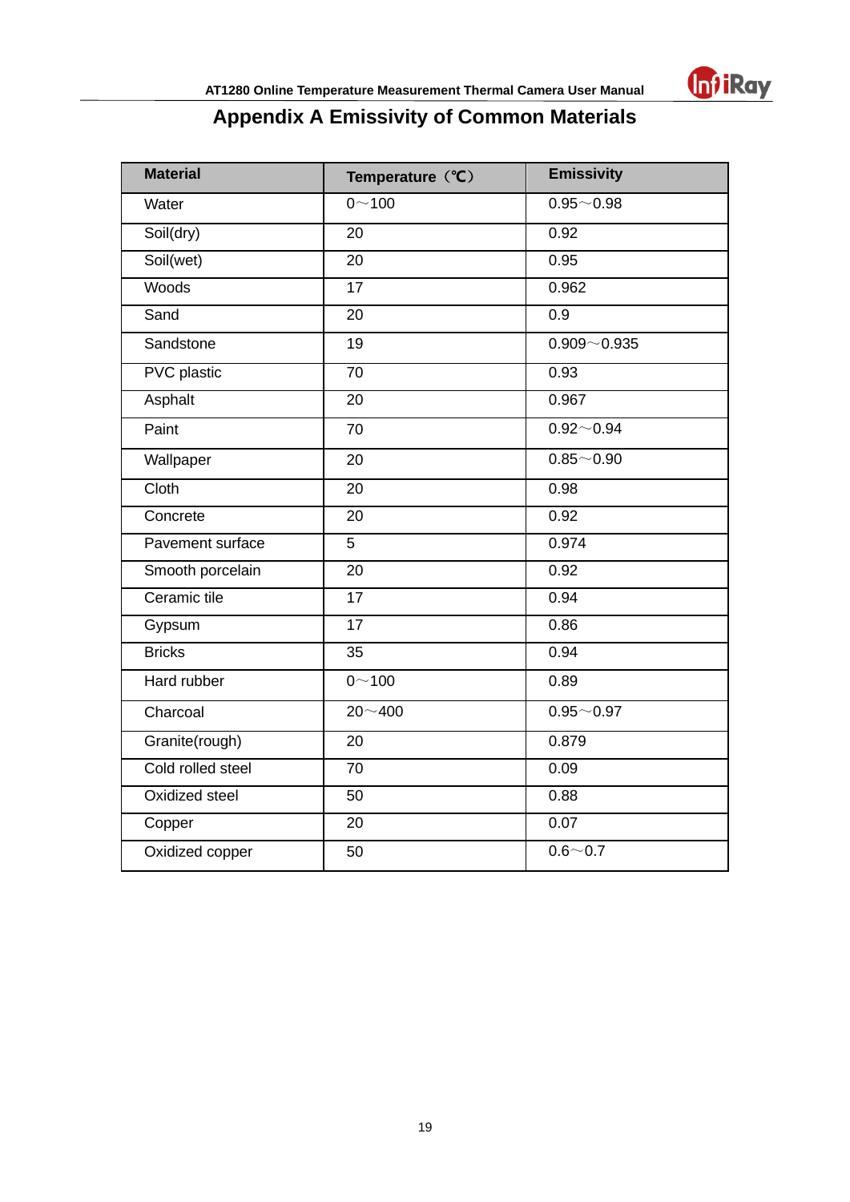# Appendix A Emissivity of Common Materials

| Material | Temperature（℃） | Emissivity |
|---|---|---|
| Water | 0～100 | 0.95～0.98 |
| Soil(dry) | 20 | 0.92 |
| Soil(wet) | 20 | 0.95 |
| Woods | 17 | 0.962 |
| Sand | 20 | 0.9 |
| Sandstone | 19 | 0.909～0.935 |
| PVC plastic | 70 | 0.93 |
| Asphalt | 20 | 0.967 |
| Paint | 70 | 0.92～0.94 |
| Wallpaper | 20 | 0.85～0.90 |
| Cloth | 20 | 0.98 |
| Concrete | 20 | 0.92 |
| Pavement surface | 5 | 0.974 |
| Smooth porcelain | 20 | 0.92 |
| Ceramic tile | 17 | 0.94 |
| Gypsum | 17 | 0.86 |
| Bricks | 35 | 0.94 |
| Hard rubber | 0～100 | 0.89 |
| Charcoal | 20～400 | 0.95～0.97 |
| Granite(rough) | 20 | 0.879 |
| Cold rolled steel | 70 | 0.09 |
| Oxidized steel | 50 | 0.88 |
| Copper | 20 | 0.07 |
| Oxidized copper | 50 | 0.6～0.7 |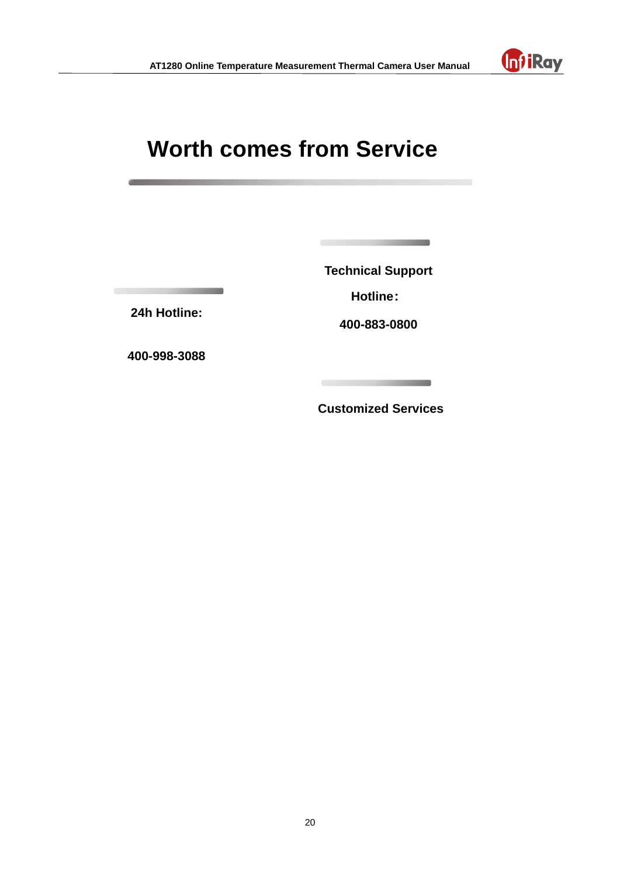# Worth comes from Service

24h Hotline:

400-998-3088

Technical Support

Hotline：

400-883-0800

Customized Services